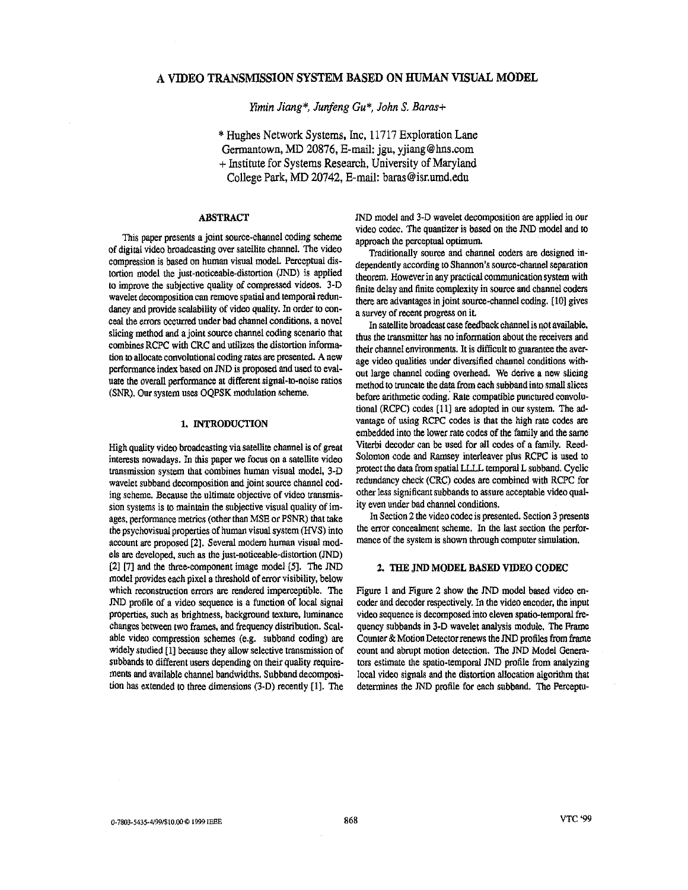# A VIDEO TRANSMISSION SYSTEM BASED ON HUMAN VISUAL MODEL

*Yimin Jiang\*, Junfeng Gu\*, John S. Baras+*

\* Hughes Network Systems, Inc, 11717 Exploration Lane
Germantown, MD 20876, E-mail: jgu, yjiang@hns.com
+ Institute for Systems Research, University of Maryland
College Park, MD 20742, E-mail: baras@isr.umd.edu

## ABSTRACT

This paper presents a joint source-channel coding scheme of digital video broadcasting over satellite channel. The video compression is based on human visual model. Perceptual distortion model the just-noticeable-distortion (JND) is applied to improve the subjective quality of compressed videos. 3-D wavelet decomposition can remove spatial and temporal redundancy and provide scalability of video quality. In order to conceal the errors occurred under bad channel conditions, a novel slicing method and a joint source channel coding scenario that combines RCPC with CRC and utilizes the distortion information to allocate convolutional coding rates are presented. A new performance index based on JND is proposed and used to evaluate the overall performance at different signal-to-noise ratios (SNR). Our system uses OQPSK modulation scheme.

## 1. INTRODUCTION

High quality video broadcasting via satellite channel is of great interests nowadays. In this paper we focus on a satellite video transmission system that combines human visual model, 3-D wavelet subband decomposition and joint source channel coding scheme. Because the ultimate objective of video transmission systems is to maintain the subjective visual quality of images, performance metrics (other than MSE or PSNR) that take the psychovisual properties of human visual system (HVS) into account are proposed [2]. Several modern human visual models are developed, such as the just-noticeable-distortion (JND) [2] [7] and the three-component image model [5]. The JND model provides each pixel a threshold of error visibility, below which reconstruction errors are rendered imperceptible. The JND profile of a video sequence is a function of local signal properties, such as brightness, background texture, luminance changes between two frames, and frequency distribution. Scalable video compression schemes (e.g. subband coding) are widely studied [1] because they allow selective transmission of subbands to different users depending on their quality requirements and available channel bandwidths. Subband decomposition has extended to three dimensions (3-D) recently [1]. The JND model and 3-D wavelet decomposition are applied in our video codec. The quantizer is based on the JND model and to approach the perceptual optimum.

Traditionally source and channel coders are designed independently according to Shannon's source-channel separation theorem. However in any practical communication system with finite delay and finite complexity in source and channel coders there are advantages in joint source-channel coding. [10] gives a survey of recent progress on it.

In satellite broadcast case feedback channel is not available, thus the transmitter has no information about the receivers and their channel environments. It is difficult to guarantee the average video qualities under diversified channel conditions without large channel coding overhead. We derive a new slicing method to truncate the data from each subband into small slices before arithmetic coding. Rate compatible punctured convolutional (RCPC) codes [11] are adopted in our system. The advantage of using RCPC codes is that the high rate codes are embedded into the lower rate codes of the family and the same Viterbi decoder can be used for all codes of a family. Reed-Solomon code and Ramsey interleaver plus RCPC is used to protect the data from spatial LLLL temporal L subband. Cyclic redundancy check (CRC) codes are combined with RCPC for other less significant subbands to assure acceptable video quality even under bad channel conditions.

In Section 2 the video codec is presented. Section 3 presents the error concealment scheme. In the last section the performance of the system is shown through computer simulation.

## 2. THE JND MODEL BASED VIDEO CODEC

Figure 1 and Figure 2 show the JND model based video encoder and decoder respectively. In the video encoder, the input video sequence is decomposed into eleven spatio-temporal frequency subbands in 3-D wavelet analysis module. The Frame Counter & Motion Detector renews the JND profiles from frame count and abrupt motion detection. The JND Model Generators estimate the spatio-temporal JND profile from analyzing local video signals and the distortion allocation algorithm that determines the JND profile for each subband. The Perceptu-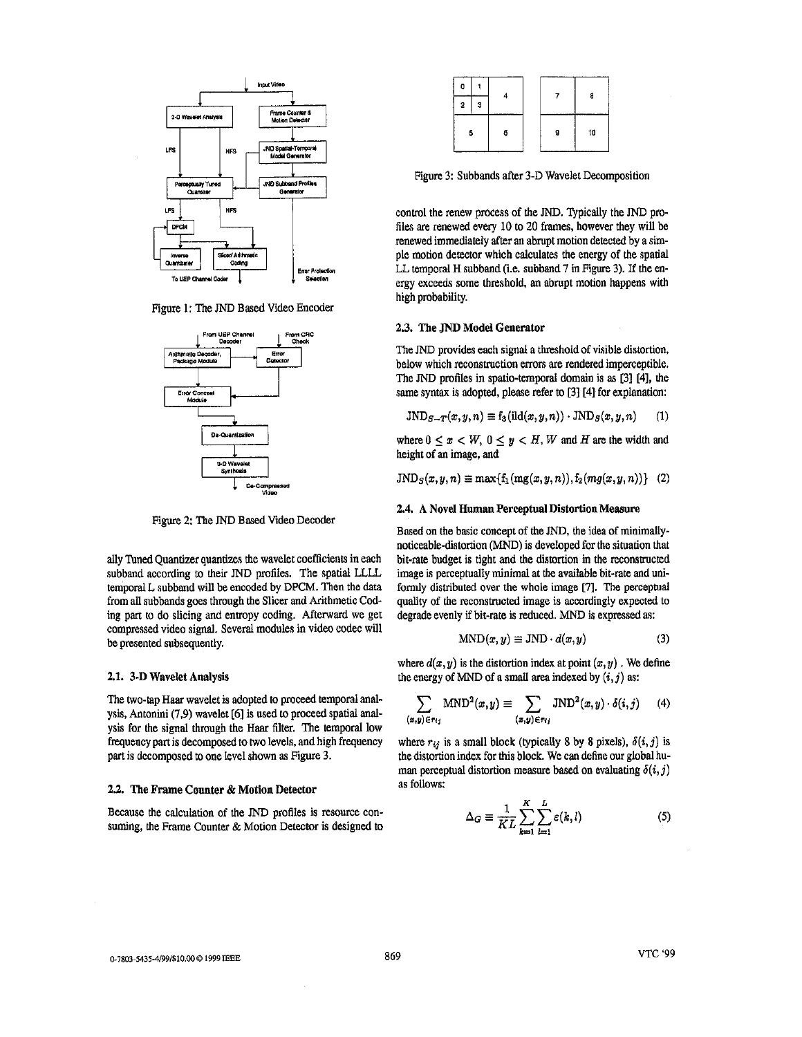Figure 1: The JND Based Video Encoder

Figure 2: The JND Based Video Decoder

ally Tuned Quantizer quantizes the wavelet coefficients in each subband according to their JND profiles. The spatial LLLL temporal L subband will be encoded by DPCM. Then the data from all subbands goes through the Slicer and Arithmetic Coding part to do slicing and entropy coding. Afterward we get compressed video signal. Several modules in video codec will be presented subsequently.

### 2.1. 3-D Wavelet Analysis

The two-tap Haar wavelet is adopted to proceed temporal analysis, Antonini (7,9) wavelet [6] is used to proceed spatial analysis for the signal through the Haar filter. The temporal low frequency part is decomposed to two levels, and high frequency part is decomposed to one level shown as Figure 3.

### 2.2. The Frame Counter & Motion Detector

Because the calculation of the JND profiles is resource consuming, the Frame Counter & Motion Detector is designed to control the renew process of the JND. Typically the JND profiles are renewed every 10 to 20 frames, however they will be renewed immediately after an abrupt motion detected by a simple motion detector which calculates the energy of the spatial LL temporal H subband (i.e. subband 7 in Figure 3). If the energy exceeds some threshold, an abrupt motion happens with high probability.

Figure 3: Subbands after 3-D Wavelet Decomposition

### 2.3. The JND Model Generator

The JND provides each signal a threshold of visible distortion, below which reconstruction errors are rendered imperceptible. The JND profiles in spatio-temporal domain is as [3] [4], the same syntax is adopted, please refer to [3] [4] for explanation:

$$\mathrm{JND}_{S-T}(x,y,n) \equiv \mathrm{f}_3(\mathrm{ild}(x,y,n)) \cdot \mathrm{JND}_S(x,y,n) \qquad (1)$$

where $0 \le x < W$, $0 \le y < H$, $W$ and $H$ are the width and height of an image, and

$$\mathrm{JND}_S(x,y,n) \equiv \max\{\mathrm{f}_1(\mathrm{mg}(x,y,n)), \mathrm{f}_2(mg(x,y,n))\} \qquad (2)$$

### 2.4. A Novel Human Perceptual Distortion Measure

Based on the basic concept of the JND, the idea of minimally-noticeable-distortion (MND) is developed for the situation that bit-rate budget is tight and the distortion in the reconstructed image is perceptually minimal at the available bit-rate and uniformly distributed over the whole image [7]. The perceptual quality of the reconstructed image is accordingly expected to degrade evenly if bit-rate is reduced. MND is expressed as:

$$\mathrm{MND}(x,y) \equiv \mathrm{JND} \cdot d(x,y) \qquad (3)$$

where $d(x,y)$ is the distortion index at point $(x,y)$ . We define the energy of MND of a small area indexed by $(i,j)$ as:

$$\sum_{(x,y)\in r_{ij}} \mathrm{MND}^2(x,y) \equiv \sum_{(x,y)\in r_{ij}} \mathrm{JND}^2(x,y) \cdot \delta(i,j) \qquad (4)$$

where $r_{ij}$ is a small block (typically 8 by 8 pixels), $\delta(i,j)$ is the distortion index for this block. We can define our global human perceptual distortion measure based on evaluating $\delta(i,j)$ as follows:

$$\Delta_G \equiv \frac{1}{KL}\sum_{k=1}^{K}\sum_{l=1}^{L} \varepsilon(k,l) \qquad (5)$$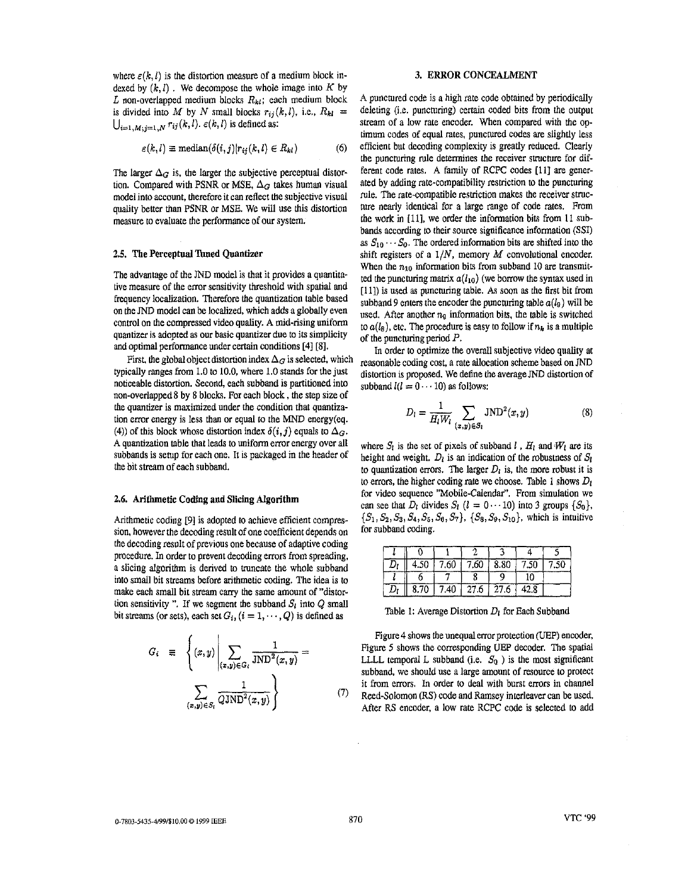where $\varepsilon(k,l)$ is the distortion measure of a medium block indexed by $(k,l)$. We decompose the whole image into $K$ by $L$ non-overlapped medium blocks $R_{kl}$; each medium block is divided into $M$ by $N$ small blocks $r_{ij}(k,l)$, i.e., $R_{kl} = \bigcup_{i=1,M;j=1,N} r_{ij}(k,l)$. $\varepsilon(k,l)$ is defined as:

$$\varepsilon(k,l) \equiv \text{median}(\delta(i,j)|r_{ij}(k,l) \in R_{kl}) \quad (6)$$

The larger $\Delta_G$ is, the larger the subjective perceptual distortion. Compared with PSNR or MSE, $\Delta_G$ takes human visual model into account, therefore it can reflect the subjective visual quality better than PSNR or MSE. We will use this distortion measure to evaluate the performance of our system.

### 2.5. The Perceptual Tuned Quantizer

The advantage of the JND model is that it provides a quantitative measure of the error sensitivity threshold with spatial and frequency localization. Therefore the quantization table based on the JND model can be localized, which adds a globally even control on the compressed video quality. A mid-rising uniform quantizer is adopted as our basic quantizer due to its simplicity and optimal performance under certain conditions [4] [8].

First, the global object distortion index $\Delta_G$ is selected, which typically ranges from 1.0 to 10.0, where 1.0 stands for the just noticeable distortion. Second, each subband is partitioned into non-overlapped 8 by 8 blocks. For each block, the step size of the quantizer is maximized under the condition that quantization error energy is less than or equal to the MND energy(eq. (4)) of this block whose distortion index $\delta(i,j)$ equals to $\Delta_G$. A quantization table that leads to uniform error energy over all subbands is setup for each one. It is packaged in the header of the bit stream of each subband.

### 2.6. Arithmetic Coding and Slicing Algorithm

Arithmetic coding [9] is adopted to achieve efficient compression, however the decoding result of one coefficient depends on the decoding result of previous one because of adaptive coding procedure. In order to prevent decoding errors from spreading, a slicing algorithm is derived to truncate the whole subband into small bit streams before arithmetic coding. The idea is to make each small bit stream carry the same amount of "distortion sensitivity ". If we segment the subband $S_l$ into $Q$ small bit streams (or sets), each set $G_i, (i = 1, \cdots, Q)$ is defined as

$$G_i \equiv \left\{ (x,y) \left| \sum_{(x,y)\in G_i} \frac{1}{\text{JND}^2(x,y)} = \sum_{(x,y)\in S_l} \frac{1}{Q\text{JND}^2(x,y)} \right. \right\} \quad (7)$$

## 3. ERROR CONCEALMENT

A punctured code is a high rate code obtained by periodically deleting (i.e. puncturing) certain coded bits from the output stream of a low rate encoder. When compared with the optimum codes of equal rates, punctured codes are slightly less efficient but decoding complexity is greatly reduced. Clearly the puncturing rule determines the receiver structure for different code rates. A family of RCPC codes [11] are generated by adding rate-compatibility restriction to the puncturing rule. The rate-compatible restriction makes the receiver structure nearly identical for a large range of code rates. From the work in [11], we order the information bits from 11 subbands according to their source significance information (SSI) as $S_{10} \cdots S_0$. The ordered information bits are shifted into the shift registers of a $1/N$, memory $M$ convolutional encoder. When the $n_{10}$ information bits from subband 10 are transmitted the puncturing matrix $a(l_{10})$ (we borrow the syntax used in [11]) is used as puncturing table. As soon as the first bit from subband 9 enters the encoder the puncturing table $a(l_9)$ will be used. After another $n_9$ information bits, the table is switched to $a(l_8)$, etc. The procedure is easy to follow if $n_k$ is a multiple of the puncturing period $P$.

In order to optimize the overall subjective video quality at reasonable coding cost, a rate allocation scheme based on JND distortion is proposed. We define the average JND distortion of subband $l (l = 0 \cdots 10)$ as follows:

$$D_l = \frac{1}{H_l W_l} \sum_{(x,y)\in S_l} \text{JND}^2(x,y) \quad (8)$$

where $S_l$ is the set of pixels of subband $l$, $H_l$ and $W_l$ are its height and weight. $D_l$ is an indication of the robustness of $S_l$ to quantization errors. The larger $D_l$ is, the more robust it is to errors, the higher coding rate we choose. Table 1 shows $D_l$ for video sequence "Mobile-Calendar". From simulation we can see that $D_l$ divides $S_l$ $(l = 0 \cdots 10)$ into 3 groups $\{S_0\}$, $\{S_1, S_2, S_3, S_4, S_5, S_6, S_7\}$, $\{S_8, S_9, S_{10}\}$, which is intuitive for subband coding.

| $l$ | 0 | 1 | 2 | 3 | 4 | 5 |
|---|---|---|---|---|---|---|
| $D_l$ | 4.50 | 7.60 | 7.60 | 8.80 | 7.50 | 7.50 |
| $l$ | 6 | 7 | 8 | 9 | 10 | |
| $D_l$ | 8.70 | 7.40 | 27.6 | 27.6 | 42.8 | |

Table 1: Average Distortion $D_l$ for Each Subband

Figure 4 shows the unequal error protection (UEP) encoder, Figure 5 shows the corresponding UEP decoder. The spatial LLLL temporal L subband (i.e. $S_0$ ) is the most significant subband, we should use a large amount of resource to protect it from errors. In order to deal with burst errors in channel Reed-Solomon (RS) code and Ramsey interleaver can be used. After RS encoder, a low rate RCPC code is selected to add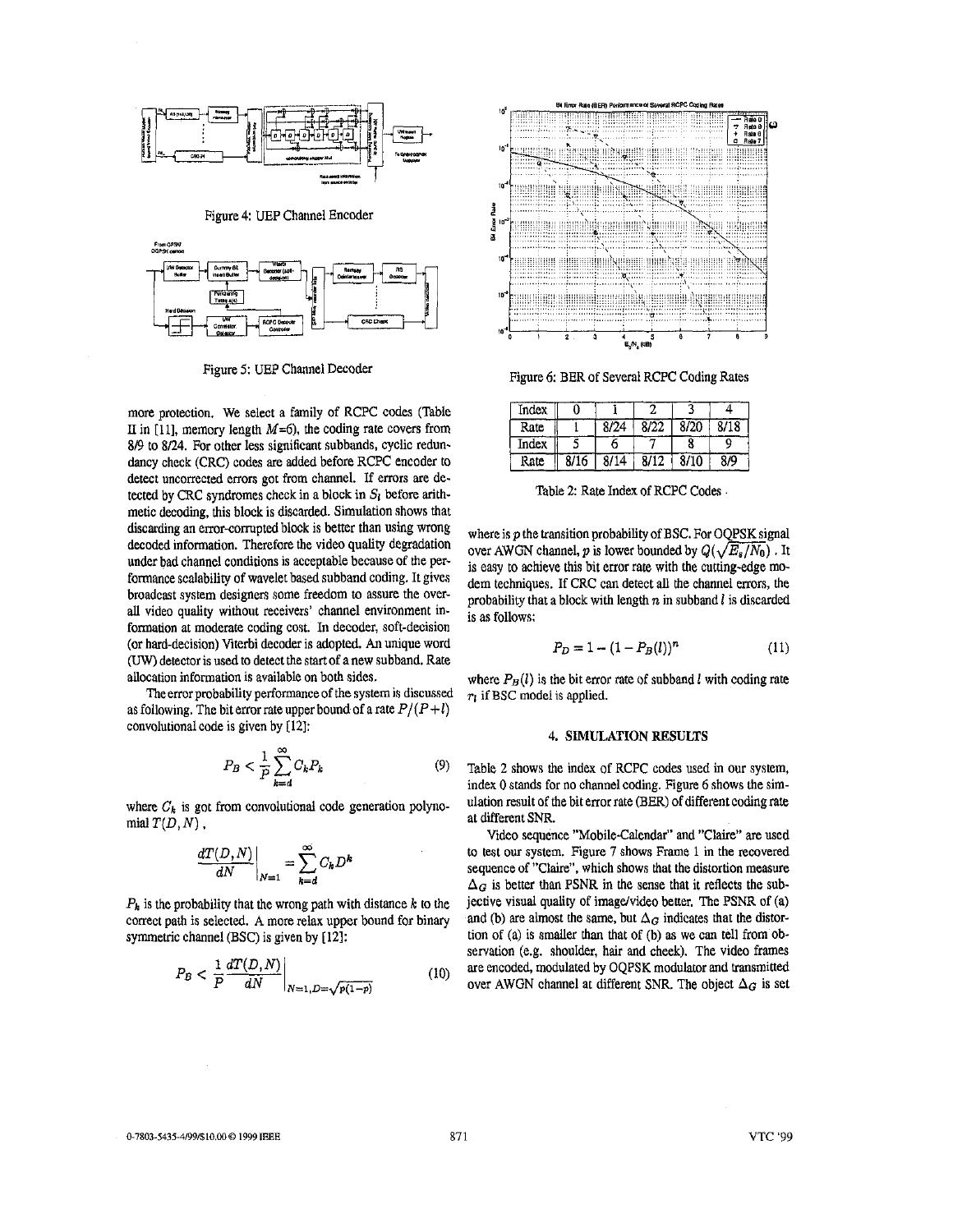Figure 4: UEP Channel Encoder

Figure 5: UEP Channel Decoder

more protection. We select a family of RCPC codes (Table II in [11], memory length $M$=6), the coding rate covers from 8/9 to 8/24. For other less significant subbands, cyclic redundancy check (CRC) codes are added before RCPC encoder to detect uncorrected errors got from channel. If errors are detected by CRC syndromes check in a block in $S_l$ before arithmetic decoding, this block is discarded. Simulation shows that discarding an error-corrupted block is better than using wrong decoded information. Therefore the video quality degradation under bad channel conditions is acceptable because of the performance scalability of wavelet based subband coding. It gives broadcast system designers some freedom to assure the overall video quality without receivers' channel environment information at moderate coding cost. In decoder, soft-decision (or hard-decision) Viterbi decoder is adopted. An unique word (UW) detector is used to detect the start of a new subband. Rate allocation information is available on both sides.

The error probability performance of the system is discussed as following. The bit error rate upper bound of a rate $P/(P+l)$ convolutional code is given by [12]:

$$P_B < \frac{1}{P}\sum_{k=d}^{\infty} C_k P_k \tag{9}$$

where $C_k$ is got from convolutional code generation polynomial $T(D,N)$ ,

$$\left.\frac{dT(D,N)}{dN}\right|_{N=1} = \sum_{k=d}^{\infty} C_k D^k$$

$P_k$ is the probability that the wrong path with distance $k$ to the correct path is selected. A more relax upper bound for binary symmetric channel (BSC) is given by [12]:

$$P_B < \frac{1}{P}\left.\frac{dT(D,N)}{dN}\right|_{N=1, D=\sqrt{p(1-p)}} \tag{10}$$

Figure 6: BER of Several RCPC Coding Rates

| Index | 0 | 1 | 2 | 3 | 4 |
|---|---|---|---|---|---|
| Rate | 1 | 8/24 | 8/22 | 8/20 | 8/18 |
| Index | 5 | 6 | 7 | 8 | 9 |
| Rate | 8/16 | 8/14 | 8/12 | 8/10 | 8/9 |

Table 2: Rate Index of RCPC Codes

where is $p$ the transition probability of BSC. For OQPSK signal over AWGN channel, $p$ is lower bounded by $Q(\sqrt{E_s/N_0})$ . It is easy to achieve this bit error rate with the cutting-edge modem techniques. If CRC can detect all the channel errors, the probability that a block with length $n$ in subband $l$ is discarded is as follows:

$$P_D = 1 - (1 - P_B(l))^n \tag{11}$$

where $P_B(l)$ is the bit error rate of subband $l$ with coding rate $r_l$ if BSC model is applied.

## 4. SIMULATION RESULTS

Table 2 shows the index of RCPC codes used in our system, index 0 stands for no channel coding. Figure 6 shows the simulation result of the bit error rate (BER) of different coding rate at different SNR.

Video sequence "Mobile-Calendar" and "Claire" are used to test our system. Figure 7 shows Frame 1 in the recovered sequence of "Claire", which shows that the distortion measure $\Delta_G$ is better than PSNR in the sense that it reflects the subjective visual quality of image/video better. The PSNR of (a) and (b) are almost the same, but $\Delta_G$ indicates that the distortion of (a) is smaller than that of (b) as we can tell from observation (e.g. shoulder, hair and cheek). The video frames are encoded, modulated by OQPSK modulator and transmitted over AWGN channel at different SNR. The object $\Delta_G$ is set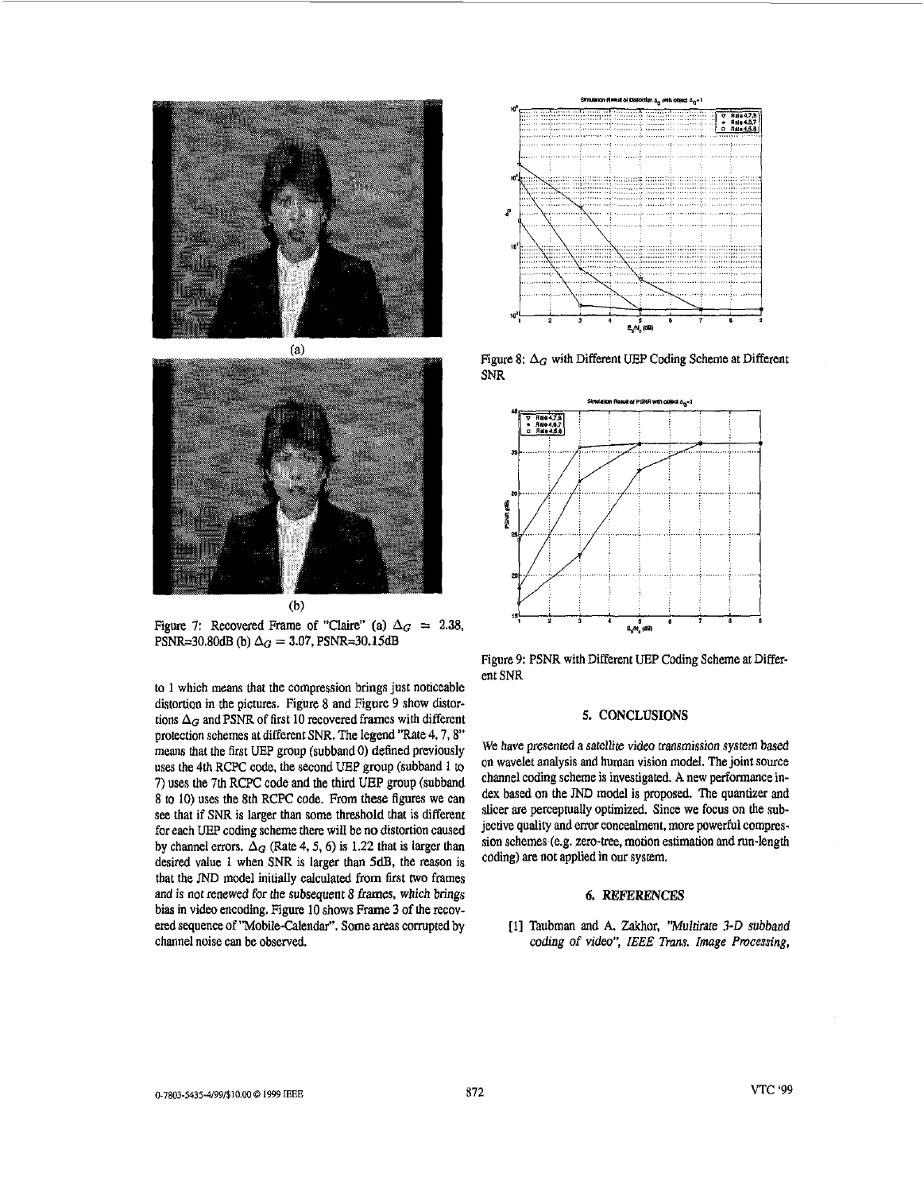(a)

(b)

Figure 7: Recovered Frame of "Claire" (a) $\Delta_G = 2.38$, PSNR=30.80dB (b) $\Delta_G = 3.07$, PSNR=30.15dB

to 1 which means that the compression brings just noticeable distortion in the pictures. Figure 8 and Figure 9 show distortions $\Delta_G$ and PSNR of first 10 recovered frames with different protection schemes at different SNR. The legend "Rate 4, 7, 8" means that the first UEP group (subband 0) defined previously uses the 4th RCPC code, the second UEP group (subband 1 to 7) uses the 7th RCPC code and the third UEP group (subband 8 to 10) uses the 8th RCPC code. From these figures we can see that if SNR is larger than some threshold that is different for each UEP coding scheme there will be no distortion caused by channel errors. $\Delta_G$ (Rate 4, 5, 6) is 1.22 that is larger than desired value 1 when SNR is larger than 5dB, the reason is that the JND model initially calculated from first two frames and is not renewed for the subsequent 8 frames, which brings bias in video encoding. Figure 10 shows Frame 3 of the recovered sequence of "Mobile-Calendar". Some areas corrupted by channel noise can be observed.

Figure 8: $\Delta_G$ with Different UEP Coding Scheme at Different SNR

Figure 9: PSNR with Different UEP Coding Scheme at Different SNR

## 5. CONCLUSIONS

We have presented a satellite video transmission system based on wavelet analysis and human vision model. The joint source channel coding scheme is investigated. A new performance index based on the JND model is proposed. The quantizer and slicer are perceptually optimized. Since we focus on the subjective quality and error concealment, more powerful compression schemes (e.g. zero-tree, motion estimation and run-length coding) are not applied in our system.

## 6. REFERENCES

[1] Taubman and A. Zakhor, *"Multirate 3-D subband coding of video", IEEE Trans. Image Processing,*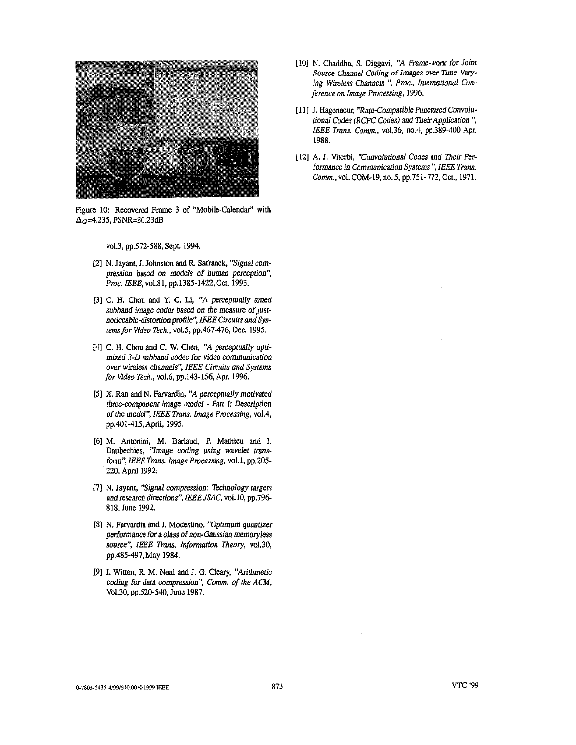Figure 10: Recovered Frame 3 of "Mobile-Calendar" with $\Delta_G$=4.235, PSNR=30.23dB

vol.3, pp.572-588, Sept. 1994.

[2] N. Jayant, J. Johnston and R. Safranek, *"Signal compression based on models of human perception"*, *Proc. IEEE*, vol.81, pp.1385-1422, Oct. 1993.

[3] C. H. Chou and Y. C. Li, *"A perceptually tuned subband image coder based on the measure of just-noticeable-distortion profile"*, *IEEE Circuits and Systems for Video Tech.*, vol.5, pp.467-476, Dec. 1995.

[4] C. H. Chou and C. W. Chen, *"A perceptually optimized 3-D subband codec for video communication over wireless channels"*, *IEEE Circuits and Systems for Video Tech.*, vol.6, pp.143-156, Apr. 1996.

[5] X. Ran and N. Farvardin, *"A perceptually motivated three-component image model - Part I: Description of the model"*, *IEEE Trans. Image Processing*, vol.4, pp.401-415, April, 1995.

[6] M. Antonini, M. Barlaud, P. Mathieu and I. Daubechies, *"Image coding using wavelet transform"*, *IEEE Trans. Image Processing*, vol.1, pp.205-220, April 1992.

[7] N. Jayant, *"Signal compression: Technology targets and research directions"*, *IEEE JSAC*, vol.10, pp.796-818, June 1992.

[8] N. Farvardin and J. Modestino, *"Optimum quantizer performance for a class of non-Gaussian memoryless source"*, *IEEE Trans. Information Theory*, vol.30, pp.485-497, May 1984.

[9] I. Witten, R. M. Neal and J. G. Cleary, *"Arithmetic coding for data compression"*, *Comm. of the ACM*, Vol.30, pp.520-540, June 1987.

[10] N. Chaddha, S. Diggavi, *"A Frame-work for Joint Source-Channel Coding of Images over Time Varying Wireless Channels "*, *Proc., International Conference on Image Processing*, 1996.

[11] J. Hagenaeur, *"Rate-Compatible Punctured Convolutional Codes (RCPC Codes) and Their Application "*, *IEEE Trans. Comm.*, vol.36, no.4, pp.389-400 Apr. 1988.

[12] A. J. Viterbi, *"Convolutional Codes and Their Performance in Communication Systems "*, *IEEE Trans. Comm.*, vol. COM-19, no. 5, pp.751-772, Oct., 1971.